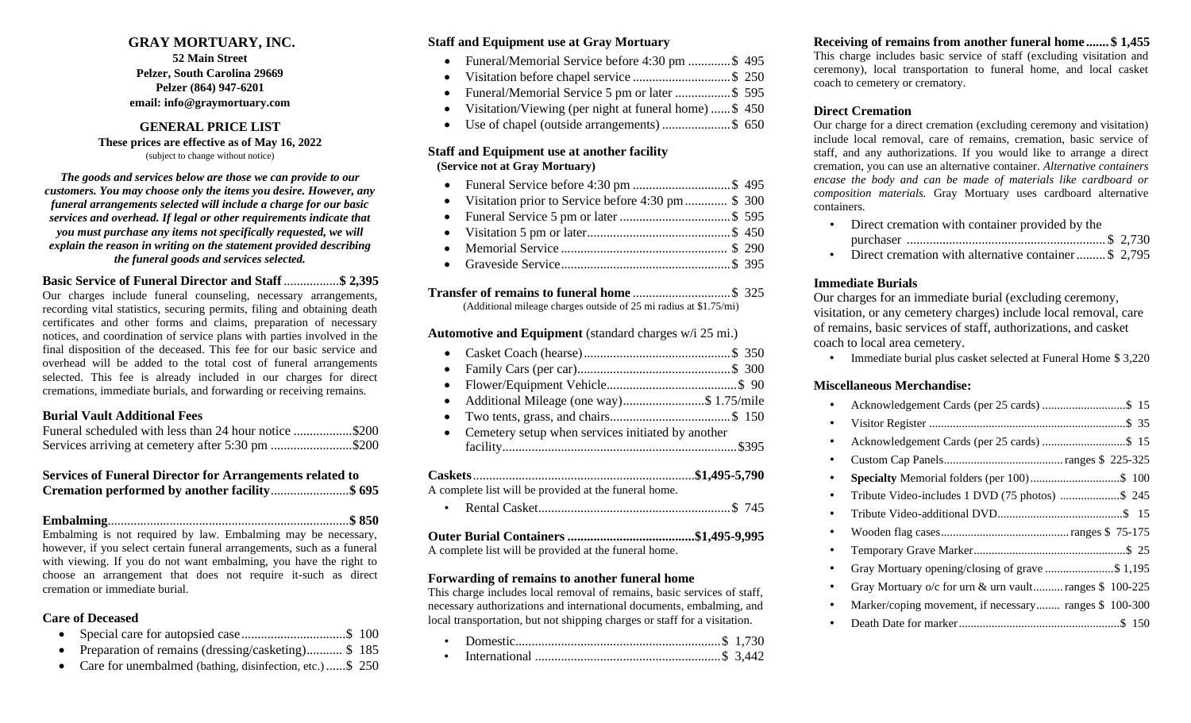# GRAY MORTUARY, INC.

**52 Main Street**
**Pelzer, South Carolina 29669**
**Pelzer (864) 947-6201**
**email: info@graymortuary.com**

## GENERAL PRICE LIST

**These prices are effective as of May 16, 2022**
(subject to change without notice)

***The goods and services below are those we can provide to our customers. You may choose only the items you desire. However, any funeral arrangements selected will include a charge for our basic services and overhead. If legal or other requirements indicate that you must purchase any items not specifically requested, we will explain the reason in writing on the statement provided describing the funeral goods and services selected.***

**Basic Service of Funeral Director and Staff ................. $ 2,395**
Our charges include funeral counseling, necessary arrangements, recording vital statistics, securing permits, filing and obtaining death certificates and other forms and claims, preparation of necessary notices, and coordination of service plans with parties involved in the final disposition of the deceased. This fee for our basic service and overhead will be added to the total cost of funeral arrangements selected. This fee is already included in our charges for direct cremations, immediate burials, and forwarding or receiving remains.

### Burial Vault Additional Fees

Funeral scheduled with less than 24 hour notice .................. $200
Services arriving at cemetery after 5:30 pm ......................... $200

### Services of Funeral Director for Arrangements related to Cremation performed by another facility........................ $ 695

**Embalming.......................................................................... $ 850**
Embalming is not required by law. Embalming may be necessary, however, if you select certain funeral arrangements, such as a funeral with viewing. If you do not want embalming, you have the right to choose an arrangement that does not require it-such as direct cremation or immediate burial.

### Care of Deceased

- Special care for autopsied case................................ $ 100
- Preparation of remains (dressing/casketing)........... $ 185
- Care for unembalmed (bathing, disinfection, etc.) ......$ 250

### Staff and Equipment use at Gray Mortuary

- Funeral/Memorial Service before 4:30 pm .............$ 495
- Visitation before chapel service ..............................$ 250
- Funeral/Memorial Service 5 pm or later .................$ 595
- Visitation/Viewing (per night at funeral home) ......$ 450
- Use of chapel (outside arrangements) .....................$ 650

### Staff and Equipment use at another facility
**(Service not at Gray Mortuary)**

- Funeral Service before 4:30 pm ..............................$ 495
- Visitation prior to Service before 4:30 pm............. $ 300
- Funeral Service 5 pm or later ..................................$ 595
- Visitation 5 pm or later............................................$ 450
- Memorial Service ................................................... $ 290
- Graveside Service....................................................$ 395

**Transfer of remains to funeral home ...............................$ 325**
(Additional mileage charges outside of 25 mi radius at $1.75/mi)

### Automotive and Equipment (standard charges w/i 25 mi.)

- Casket Coach (hearse).............................................$ 350
- Family Cars (per car)...............................................$ 300
- Flower/Equipment Vehicle........................................$ 90
- Additional Mileage (one way).........................$ 1.75/mile
- Two tents, grass, and chairs.....................................$ 150
- Cemetery setup when services initiated by another facility.........................................................................$395

**Caskets....................................................................$1,495-5,790**
A complete list will be provided at the funeral home.

- Rental Casket...........................................................$ 745

**Outer Burial Containers .......................................$1,495-9,995**
A complete list will be provided at the funeral home.

### Forwarding of remains to another funeral home

This charge includes local removal of remains, basic services of staff, necessary authorizations and international documents, embalming, and local transportation, but not shipping charges or staff for a visitation.

- Domestic..............................................................$ 1,730
- International .........................................................$ 3,442

**Receiving of remains from another funeral home.......$ 1,455**
This charge includes basic service of staff (excluding visitation and ceremony), local transportation to funeral home, and local casket coach to cemetery or crematory.

### Direct Cremation

Our charge for a direct cremation (excluding ceremony and visitation) include local removal, care of remains, cremation, basic service of staff, and any authorizations. If you would like to arrange a direct cremation, you can use an alternative container. *Alternative containers encase the body and can be made of materials like cardboard or composition materials.* Gray Mortuary uses cardboard alternative containers.

- Direct cremation with container provided by the purchaser .............................................................$ 2,730
- Direct cremation with alternative container......... $ 2,795

### Immediate Burials

Our charges for an immediate burial (excluding ceremony, visitation, or any cemetery charges) include local removal, care of remains, basic services of staff, authorizations, and casket coach to local area cemetery.

- Immediate burial plus casket selected at Funeral Home $ 3,220

### Miscellaneous Merchandise:

- Acknowledgement Cards (per 25 cards) ............................$ 15
- Visitor Register ..................................................................$ 35
- Acknowledgement Cards (per 25 cards) ............................$ 15
- Custom Cap Panels........................................ ranges $ 225-325
- **Specialty** Memorial folders (per 100)..............................$ 100
- Tribute Video-includes 1 DVD (75 photos) ....................$ 245
- Tribute Video-additional DVD..........................................$ 15
- Wooden flag cases........................................... ranges $ 75-175
- Temporary Grave Marker...................................................$ 25
- Gray Mortuary opening/closing of grave .......................$ 1,195
- Gray Mortuary o/c for urn & urn vault.......... ranges $ 100-225
- Marker/coping movement, if necessary........ ranges $ 100-300
- Death Date for marker......................................................$ 150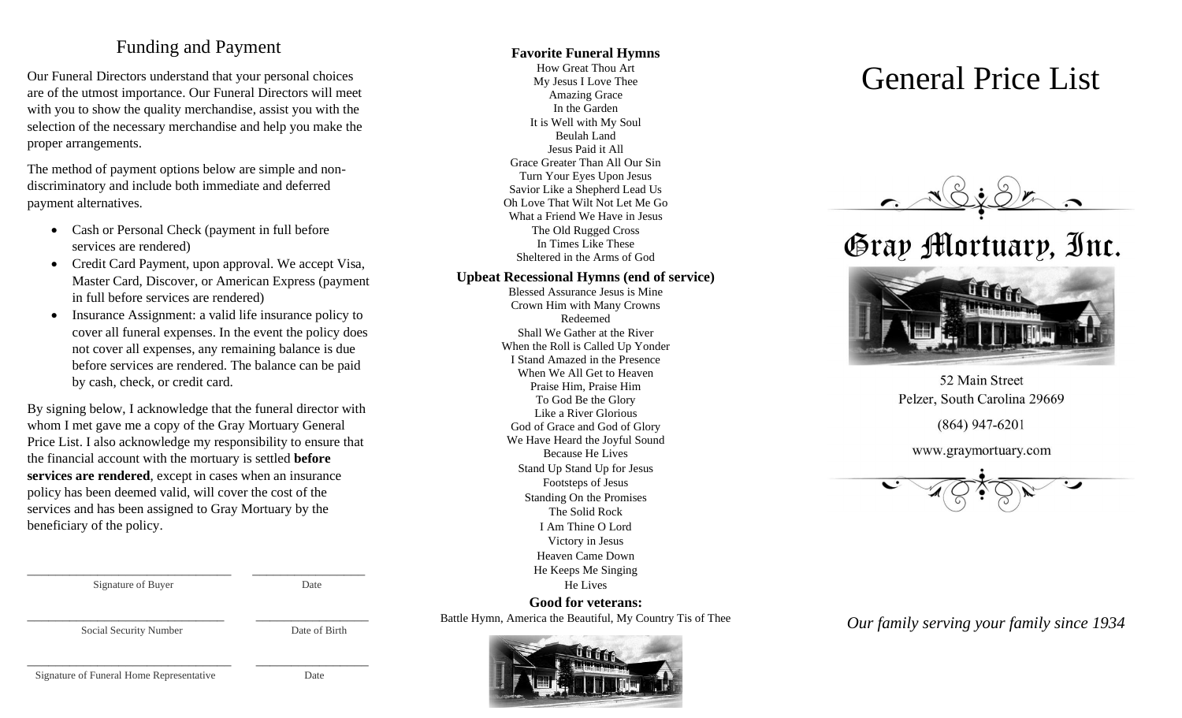## Funding and Payment

Our Funeral Directors understand that your personal choices are of the utmost importance. Our Funeral Directors will meet with you to show the quality merchandise, assist you with the selection of the necessary merchandise and help you make the proper arrangements.

The method of payment options below are simple and non-discriminatory and include both immediate and deferred payment alternatives.

- Cash or Personal Check (payment in full before services are rendered)
- Credit Card Payment, upon approval. We accept Visa, Master Card, Discover, or American Express (payment in full before services are rendered)
- Insurance Assignment: a valid life insurance policy to cover all funeral expenses. In the event the policy does not cover all expenses, any remaining balance is due before services are rendered. The balance can be paid by cash, check, or credit card.

By signing below, I acknowledge that the funeral director with whom I met gave me a copy of the Gray Mortuary General Price List. I also acknowledge my responsibility to ensure that the financial account with the mortuary is settled **before services are rendered**, except in cases when an insurance policy has been deemed valid, will cover the cost of the services and has been assigned to Gray Mortuary by the beneficiary of the policy.

_______________________________ Signature of Buyer

_________________ Date

______________________________ Social Security Number

_________________ Date of Birth

_______________________________ Signature of Funeral Home Representative

_________________ Date

**Favorite Funeral Hymns**

How Great Thou Art
My Jesus I Love Thee
Amazing Grace
In the Garden
It is Well with My Soul
Beulah Land
Jesus Paid it All
Grace Greater Than All Our Sin
Turn Your Eyes Upon Jesus
Savior Like a Shepherd Lead Us
Oh Love That Wilt Not Let Me Go
What a Friend We Have in Jesus
The Old Rugged Cross
In Times Like These
Sheltered in the Arms of God

**Upbeat Recessional Hymns (end of service)**

Blessed Assurance Jesus is Mine
Crown Him with Many Crowns
Redeemed
Shall We Gather at the River
When the Roll is Called Up Yonder
I Stand Amazed in the Presence
When We All Get to Heaven
Praise Him, Praise Him
To God Be the Glory
Like a River Glorious
God of Grace and God of Glory
We Have Heard the Joyful Sound
Because He Lives
Stand Up Stand Up for Jesus
Footsteps of Jesus
Standing On the Promises
The Solid Rock
I Am Thine O Lord
Victory in Jesus
Heaven Came Down
He Keeps Me Singing
He Lives

**Good for veterans:**

Battle Hymn, America the Beautiful, My Country Tis of Thee

# General Price List

## Gray Mortuary, Inc.

52 Main Street
Pelzer, South Carolina 29669
(864) 947-6201
www.graymortuary.com

*Our family serving your family since 1934*